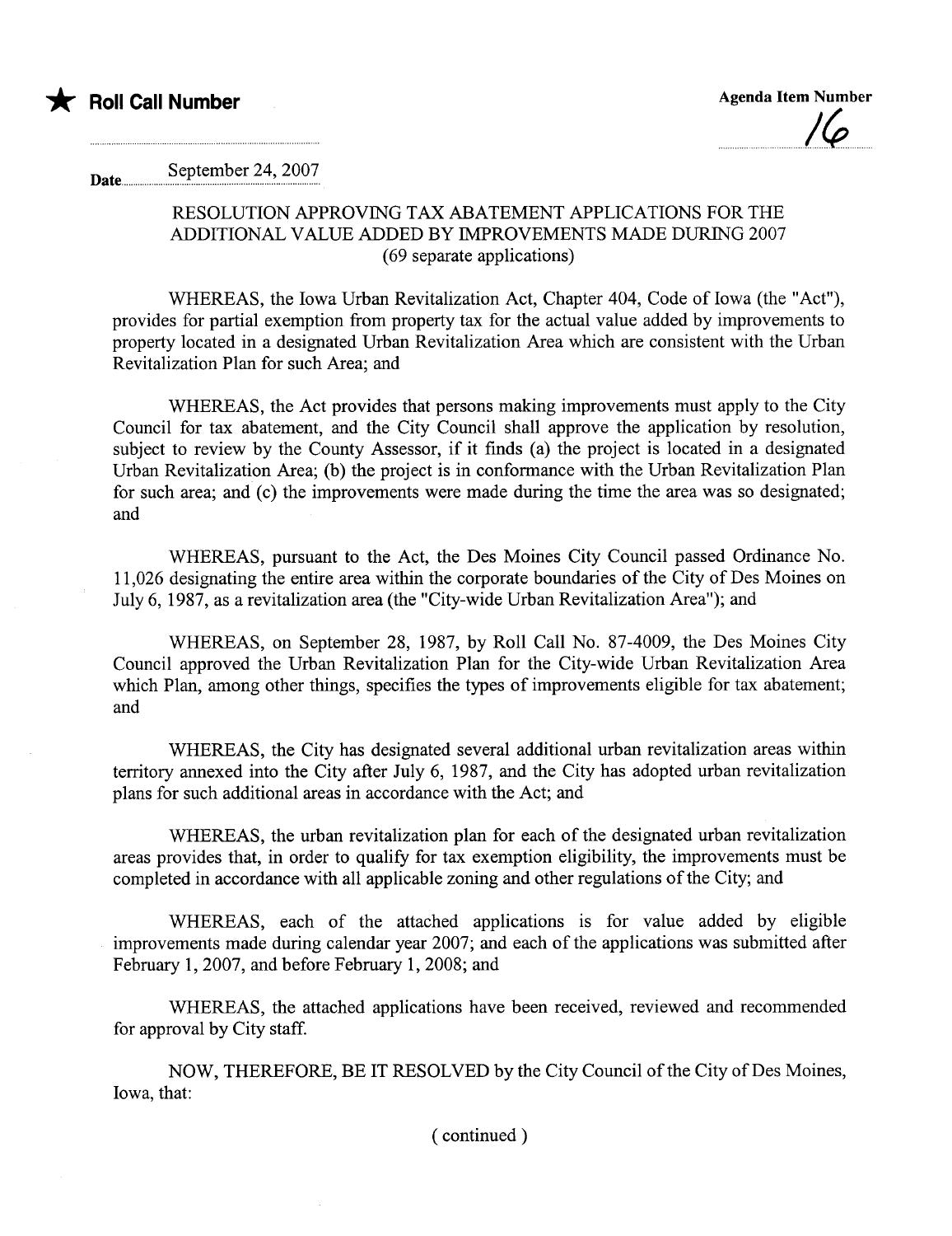★ **Roll Call Number**

**Agenda Item Number**
16

**Date** September 24, 2007

RESOLUTION APPROVING TAX ABATEMENT APPLICATIONS FOR THE ADDITIONAL VALUE ADDED BY IMPROVEMENTS MADE DURING 2007
(69 separate applications)

WHEREAS, the Iowa Urban Revitalization Act, Chapter 404, Code of Iowa (the "Act"), provides for partial exemption from property tax for the actual value added by improvements to property located in a designated Urban Revitalization Area which are consistent with the Urban Revitalization Plan for such Area; and

WHEREAS, the Act provides that persons making improvements must apply to the City Council for tax abatement, and the City Council shall approve the application by resolution, subject to review by the County Assessor, if it finds (a) the project is located in a designated Urban Revitalization Area; (b) the project is in conformance with the Urban Revitalization Plan for such area; and (c) the improvements were made during the time the area was so designated; and

WHEREAS, pursuant to the Act, the Des Moines City Council passed Ordinance No. 11,026 designating the entire area within the corporate boundaries of the City of Des Moines on July 6, 1987, as a revitalization area (the "City-wide Urban Revitalization Area"); and

WHEREAS, on September 28, 1987, by Roll Call No. 87-4009, the Des Moines City Council approved the Urban Revitalization Plan for the City-wide Urban Revitalization Area which Plan, among other things, specifies the types of improvements eligible for tax abatement; and

WHEREAS, the City has designated several additional urban revitalization areas within territory annexed into the City after July 6, 1987, and the City has adopted urban revitalization plans for such additional areas in accordance with the Act; and

WHEREAS, the urban revitalization plan for each of the designated urban revitalization areas provides that, in order to qualify for tax exemption eligibility, the improvements must be completed in accordance with all applicable zoning and other regulations of the City; and

WHEREAS, each of the attached applications is for value added by eligible improvements made during calendar year 2007; and each of the applications was submitted after February 1, 2007, and before February 1, 2008; and

WHEREAS, the attached applications have been received, reviewed and recommended for approval by City staff.

NOW, THEREFORE, BE IT RESOLVED by the City Council of the City of Des Moines, Iowa, that:

( continued )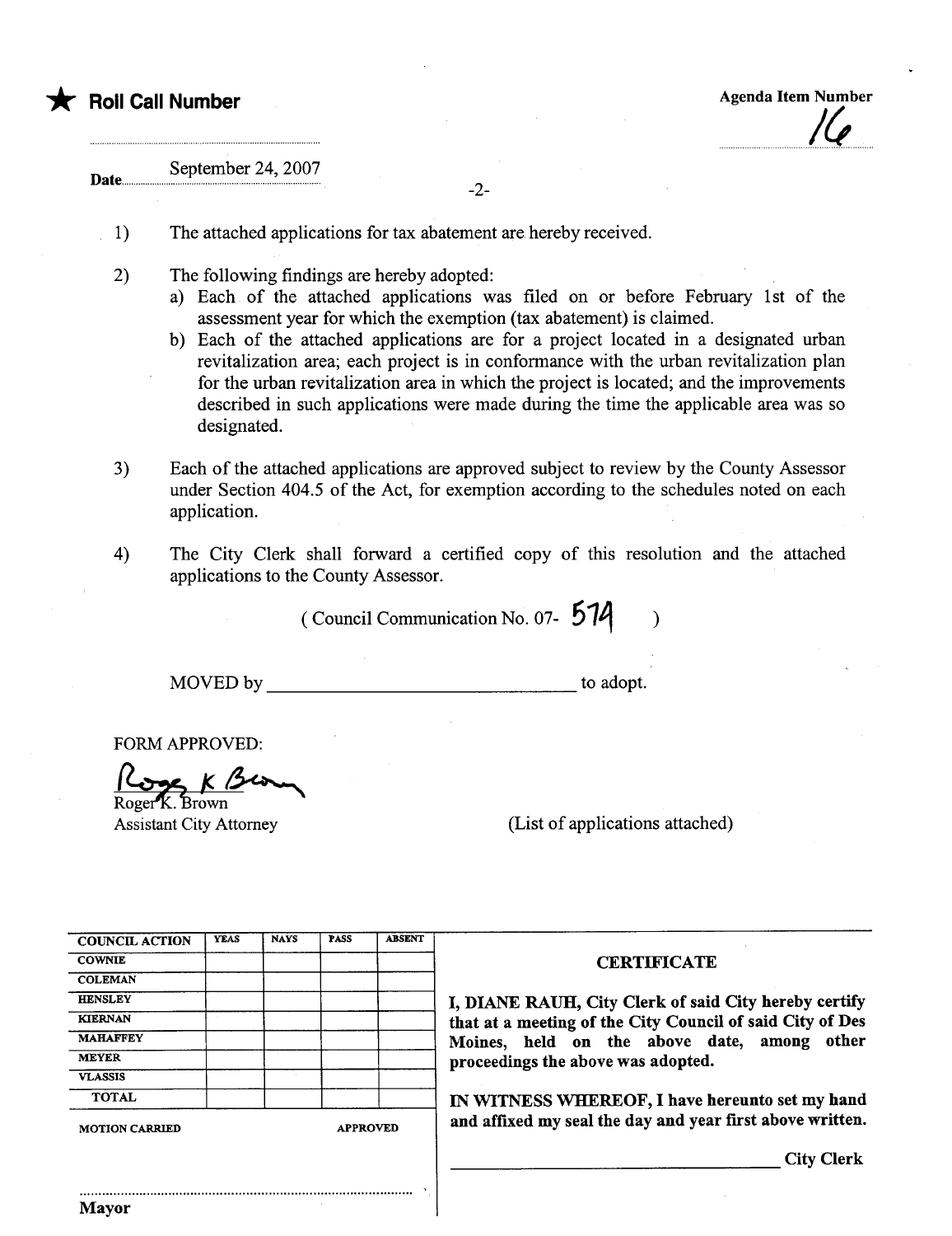★ **Roll Call Number**

Agenda Item Number

16

Date September 24, 2007

-2-

1) The attached applications for tax abatement are hereby received.

2) The following findings are hereby adopted:
   a) Each of the attached applications was filed on or before February 1st of the assessment year for which the exemption (tax abatement) is claimed.
   b) Each of the attached applications are for a project located in a designated urban revitalization area; each project is in conformance with the urban revitalization plan for the urban revitalization area in which the project is located; and the improvements described in such applications were made during the time the applicable area was so designated.

3) Each of the attached applications are approved subject to review by the County Assessor under Section 404.5 of the Act, for exemption according to the schedules noted on each application.

4) The City Clerk shall forward a certified copy of this resolution and the attached applications to the County Assessor.

( Council Communication No. 07- 574 )

MOVED by ______________________________ to adopt.

FORM APPROVED:

Roger K. Brown
Roger K. Brown
Assistant City Attorney

(List of applications attached)

| COUNCIL ACTION | YEAS | NAYS | PASS | ABSENT |
|---|---|---|---|---|
| COWNIE | | | | |
| COLEMAN | | | | |
| HENSLEY | | | | |
| KIERNAN | | | | |
| MAHAFFEY | | | | |
| MEYER | | | | |
| VLASSIS | | | | |
| TOTAL | | | | |

MOTION CARRIED APPROVED

Mayor

**CERTIFICATE**

**I, DIANE RAUH, City Clerk of said City hereby certify that at a meeting of the City Council of said City of Des Moines, held on the above date, among other proceedings the above was adopted.**

**IN WITNESS WHEREOF, I have hereunto set my hand and affixed my seal the day and year first above written.**

______________________________ City Clerk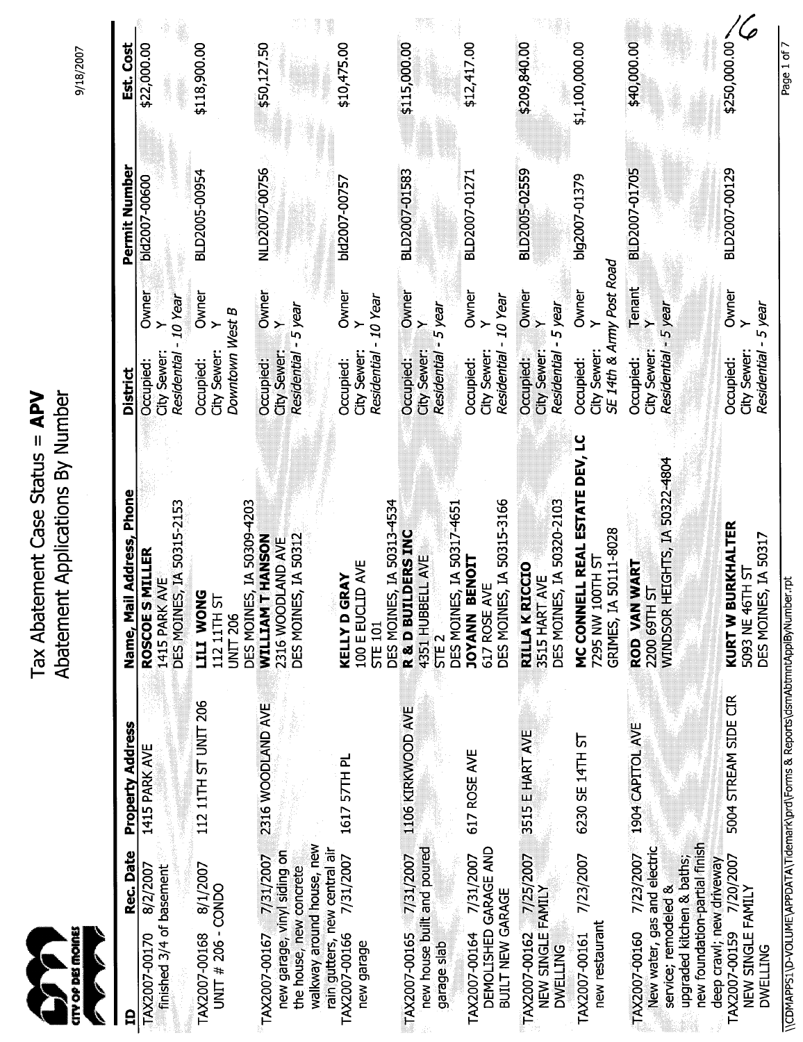# Tax Abatement Case Status = **APV**

## Abatement Applications By Number

9/18/2007

| ID | Rec. Date | Property Address | Name, Mail Address, Phone | District | | Permit Number | Est. Cost |
|---|---|---|---|---|---|---|---|
| TAX2007-00170 finished 3/4 of basement | 8/2/2007 | 1415 PARK AVE | **ROSCOE S MILLER** 1415 PARK AVE DES MOINES, IA 50315-2153 | Occupied: City Sewer: *Residential - 10 Year* | Owner Y | bld2007-00600 | $22,000.00 |
| TAX2007-00168 UNIT # 206 - CONDO | 8/1/2007 | 112 11TH ST UNIT 206 | **LILI WONG** 112 11TH ST UNIT 206 DES MOINES, IA 50309-4203 | Occupied: City Sewer: *Downtown West B* | Owner Y | BLD2005-00954 | $118,900.00 |
| TAX2007-00167 new garage, vinyl siding on the house, new concrete walkway around house, new rain gutters, new central air | 7/31/2007 | 2316 WOODLAND AVE | **WILLIAM T HANSON** 2316 WOODLAND AVE DES MOINES, IA 50312 | Occupied: City Sewer: *Residential - 5 year* | Owner Y | NLD2007-00756 | $50,127.50 |
| TAX2007-00166 new garage | 7/31/2007 | 1617 57TH PL | **KELLY D GRAY** 100 E EUCLID AVE STE 101 DES MOINES, IA 50313-4534 | Occupied: City Sewer: *Residential - 10 Year* | Owner Y | bld2007-00757 | $10,475.00 |
| TAX2007-00165 new house built and poured garage slab | 7/31/2007 | 1106 KIRKWOOD AVE | **R & D BUILDERS INC** 4351 HUBBELL AVE STE 2 DES MOINES, IA 50317-4651 | Occupied: City Sewer: *Residential - 5 year* | Owner Y | BLD2007-01583 | $115,000.00 |
| TAX2007-00164 DEMOLISHED GARAGE AND BUILT NEW GARAGE | 7/31/2007 | 617 ROSE AVE | **JOYANN BENOIT** 617 ROSE AVE DES MOINES, IA 50315-3166 | Occupied: City Sewer: *Residential - 10 Year* | Owner Y | BLD2007-01271 | $12,417.00 |
| TAX2007-00162 NEW SINGLE FAMILY DWELLING | 7/25/2007 | 3515 E HART AVE | **RILLA K RICCIO** 3515 HART AVE DES MOINES, IA 50320-2103 | Occupied: City Sewer: *Residential - 5 year* | Owner Y | BLD2005-02559 | $209,840.00 |
| TAX2007-00161 new restaurant | 7/23/2007 | 6230 SE 14TH ST | **MC CONNELL REAL ESTATE DEV, LC** 7295 NW 100TH ST GRIMES, IA 50111-8028 | Occupied: City Sewer: *SE 14th & Army Post Road* | Owner Y | blg2007-01379 | $1,100,000.00 |
| TAX2007-00160 New water, gas and electric service; remodeled & upgraded kitchen & baths; new foundation-partial finish deep crawl; new driveway | 7/23/2007 | 1904 CAPITOL AVE | **ROD VAN WART** 2200 69TH ST WINDSOR HEIGHTS, IA 50322-4804 | Occupied: City Sewer: *Residential - 5 year* | Tenant Y | BLD2007-01705 | $40,000.00 |
| TAX2007-00159 NEW SINGLE FAMILY DWELLING | 7/20/2007 | 5004 STREAM SIDE CIR | **KURT W BURKHALTER** 5093 NE 46TH ST DES MOINES, IA 50317 | Occupied: City Sewer: *Residential - 5 year* | Owner Y | BLD2007-00129 | $250,000.00 |

16

\\CDMAPPS1\D-VOLUME\APPDATA\Tidemark\prd\Forms & Reports\dsmAbtmntApplByNumber.rpt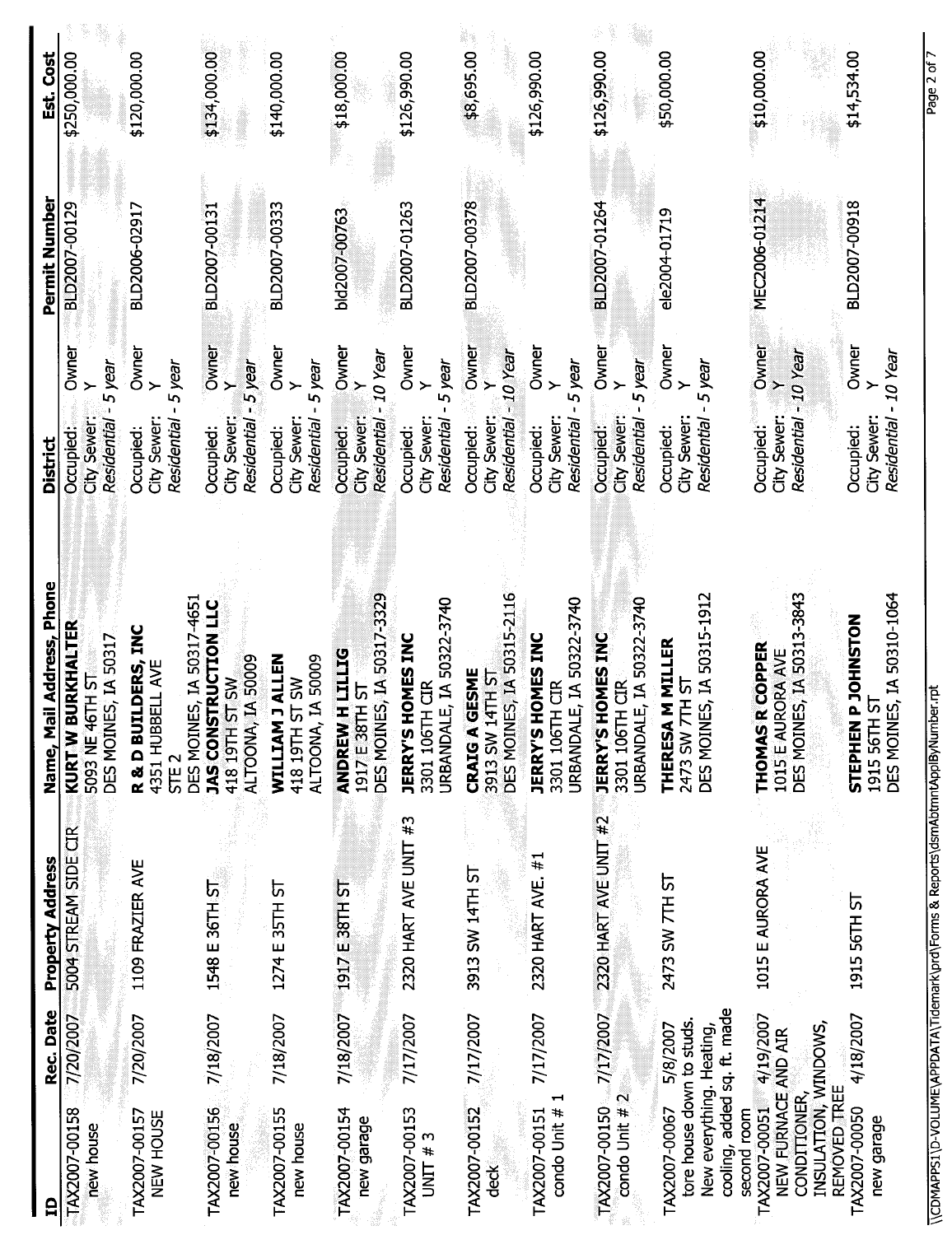| ID | Rec. Date | Property Address | Name, Mail Address, Phone | District | | Permit Number | Est. Cost |
|---|---|---|---|---|---|---|---|
| TAX2007-00158 new house | 7/20/2007 | 5004 STREAM SIDE CIR | **KURT W BURKHALTER** 5093 NE 46TH ST DES MOINES, IA 50317 | Occupied: City Sewer: *Residential - 5 year* | Owner Y | BLD2007-00129 | $250,000.00 |
| TAX2007-00157 NEW HOUSE | 7/20/2007 | 1109 FRAZIER AVE | **R & D BUILDERS, INC** 4351 HUBBELL AVE STE 2 DES MOINES, IA 50317-4651 | Occupied: City Sewer: *Residential - 5 year* | Owner Y | BLD2006-02917 | $120,000.00 |
| TAX2007-00156 new house | 7/18/2007 | 1548 E 36TH ST | **JAS CONSTRUCTION LLC** 418 19TH ST SW ALTOONA, IA 50009 | Occupied: City Sewer: *Residential - 5 year* | Owner Y | BLD2007-00131 | $134,000.00 |
| TAX2007-00155 new house | 7/18/2007 | 1274 E 35TH ST | **WILLIAM J ALLEN** 418 19TH ST SW ALTOONA, IA 50009 | Occupied: City Sewer: *Residential - 5 year* | Owner Y | BLD2007-00333 | $140,000.00 |
| TAX2007-00154 new garage | 7/18/2007 | 1917 E 38TH ST | **ANDREW H LILLIG** 1917 E 38TH ST DES MOINES, IA 50317-3329 | Occupied: City Sewer: *Residential - 10 Year* | Owner Y | bld2007-00763 | $18,000.00 |
| TAX2007-00153 UNIT # 3 | 7/17/2007 | 2320 HART AVE UNIT #3 | **JERRY'S HOMES INC** 3301 106TH CIR URBANDALE, IA 50322-3740 | Occupied: City Sewer: *Residential - 5 year* | Owner Y | BLD2007-01263 | $126,990.00 |
| TAX2007-00152 deck | 7/17/2007 | 3913 SW 14TH ST | **CRAIG A GESME** 3913 SW 14TH ST DES MOINES, IA 50315-2116 | Occupied: City Sewer: *Residential - 10 Year* | Owner Y | BLD2007-00378 | $8,695.00 |
| TAX2007-00151 condo Unit # 1 | 7/17/2007 | 2320 HART AVE. #1 | **JERRY'S HOMES INC** 3301 106TH CIR URBANDALE, IA 50322-3740 | Occupied: City Sewer: *Residential - 5 year* | Owner Y | BLD2007-01264 | $126,990.00 |
| TAX2007-00150 condo Unit # 2 | 7/17/2007 | 2320 HART AVE UNIT #2 | **JERRY'S HOMES INC** 3301 106TH CIR URBANDALE, IA 50322-3740 | Occupied: City Sewer: *Residential - 5 year* | Owner Y | BLD2007-01264 | $126,990.00 |
| TAX2007-00067 tore house down to studs. New everything. Heating, cooling, added sq. ft. made second room | 5/8/2007 | 2473 SW 7TH ST | **THERESA M MILLER** 2473 SW 7TH ST DES MOINES, IA 50315-1912 | Occupied: City Sewer: *Residential - 5 year* | Owner Y | ele2004-01719 | $50,000.00 |
| TAX2007-00051 NEW FURNACE AND AIR CONDITIONER, INSULATION, WINDOWS, REMOVED TREE | 4/19/2007 | 1015 E AURORA AVE | **THOMAS R COPPER** 1015 E AURORA AVE DES MOINES, IA 50313-3843 | Occupied: City Sewer: *Residential - 10 Year* | Owner Y | MEC2006-01214 | $10,000.00 |
| TAX2007-00050 new garage | 4/18/2007 | 1915 56TH ST | **STEPHEN P JOHNSTON** 1915 56TH ST DES MOINES, IA 50310-1064 | Occupied: City Sewer: *Residential - 10 Year* | Owner Y | BLD2007-00918 | $14,534.00 |

\\CDMAPPS1\D-VOLUME\APPDATA\Tidemark\prd\Forms & Reports\dsmAbtmntApplByNumber.rpt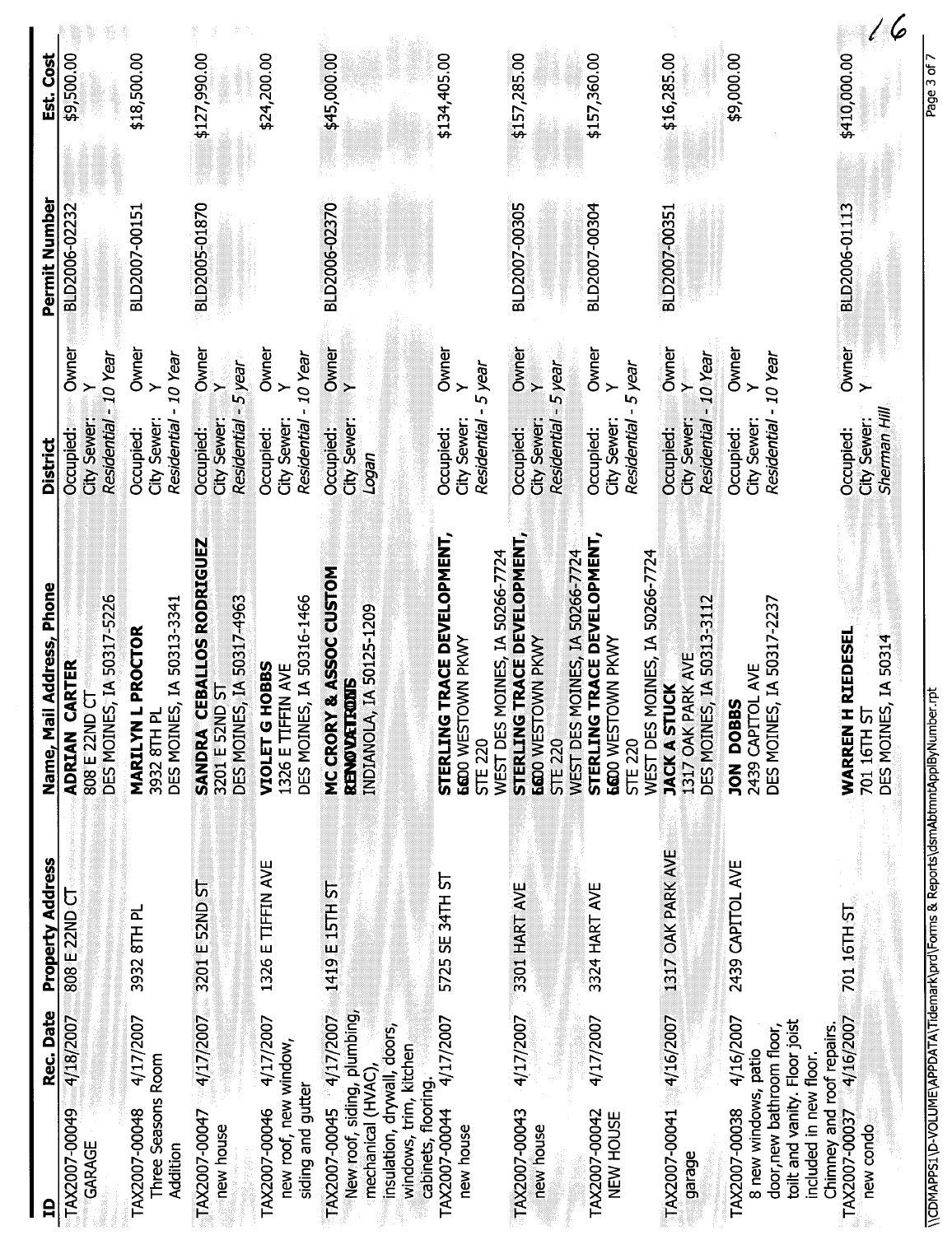| ID | Rec. Date | Property Address | Name, Mail Address, Phone | District | | Permit Number | Est. Cost |
|---|---|---|---|---|---|---|---|
| TAX2007-00049 GARAGE | 4/18/2007 | 808 E 22ND CT | **ADRIAN CARTER** 808 E 22ND CT DES MOINES, IA 50317-5226 | Occupied: City Sewer: *Residential - 10 Year* | Owner Y | BLD2006-02232 | $9,500.00 |
| TAX2007-00048 Three Seasons Room Addition | 4/17/2007 | 3932 8TH PL | **MARILYN L PROCTOR** 3932 8TH PL DES MOINES, IA 50313-3341 | Occupied: City Sewer: *Residential - 10 Year* | Owner Y | BLD2007-00151 | $18,500.00 |
| TAX2007-00047 new house | 4/17/2007 | 3201 E 52ND ST | **SANDRA CEBALLOS RODRIGUEZ** 3201 E 52ND ST DES MOINES, IA 50317-4963 | Occupied: City Sewer: *Residential - 5 year* | Owner Y | BLD2005-01870 | $127,990.00 |
| TAX2007-00046 new roof, new window, siding and gutter | 4/17/2007 | 1326 E TIFFIN AVE | **VIOLET G HOBBS** 1326 E TIFFIN AVE DES MOINES, IA 50316-1466 | Occupied: City Sewer: *Residential - 10 Year* | Owner Y | | $24,200.00 |
| TAX2007-00045 New roof, siding, plumbing, mechanical (HVAC), insulation, drywall, doors, windows, trim, kitchen cabinets, flooring. | 4/17/2007 | 1419 E 15TH ST | **MC CRORY & ASSOC CUSTOM RENOVATIONS** INDIANOLA, IA 50125-1209 | Occupied: City Sewer: *Logan* | Owner Y | BLD2006-02370 | $45,000.00 |
| TAX2007-00044 new house | 4/17/2007 | 5725 SE 34TH ST | **STERLING TRACE DEVELOPMENT, LC** 5600 WESTOWN PKWY STE 220 WEST DES MOINES, IA 50266-7724 | Occupied: City Sewer: *Residential - 5 year* | Owner Y | | $134,405.00 |
| TAX2007-00043 new house | 4/17/2007 | 3301 HART AVE | **STERLING TRACE DEVELOPMENT, LC** 5600 WESTOWN PKWY STE 220 WEST DES MOINES, IA 50266-7724 | Occupied: City Sewer: *Residential - 5 year* | Owner Y | BLD2007-00305 | $157,285.00 |
| TAX2007-00042 NEW HOUSE | 4/17/2007 | 3324 HART AVE | **STERLING TRACE DEVELOPMENT, LC** 5600 WESTOWN PKWY STE 220 WEST DES MOINES, IA 50266-7724 | Occupied: City Sewer: *Residential - 5 year* | Owner Y | BLD2007-00304 | $157,360.00 |
| TAX2007-00041 garage | 4/16/2007 | 1317 OAK PARK AVE | **JACK A STUCK** 1317 OAK PARK AVE DES MOINES, IA 50313-3112 | Occupied: City Sewer: *Residential - 10 Year* | Owner Y | BLD2007-00351 | $16,285.00 |
| TAX2007-00038 8 new windows, patio door,new bathroom floor, toilt and vanity. Floor joist included in new floor. Chimney and roof repairs. | 4/16/2007 | 2439 CAPITOL AVE | **JON DOBBS** 2439 CAPITOL AVE DES MOINES, IA 50317-2237 | Occupied: City Sewer: *Residential - 10 Year* | Owner Y | | $9,000.00 |
| TAX2007-00037 new condo | 4/16/2007 | 701 16TH ST | **WARREN H RIEDESEL** 701 16TH ST DES MOINES, IA 50314 | Occupied: City Sewer: *Sherman Hill* | Owner Y | BLD2006-01113 | $410,000.00 |

\\CDMAPPS1\D-VOLUME\APPDATA\Tidemark\prd\Forms & Reports\dsmAbtmntApplByNumber.rpt